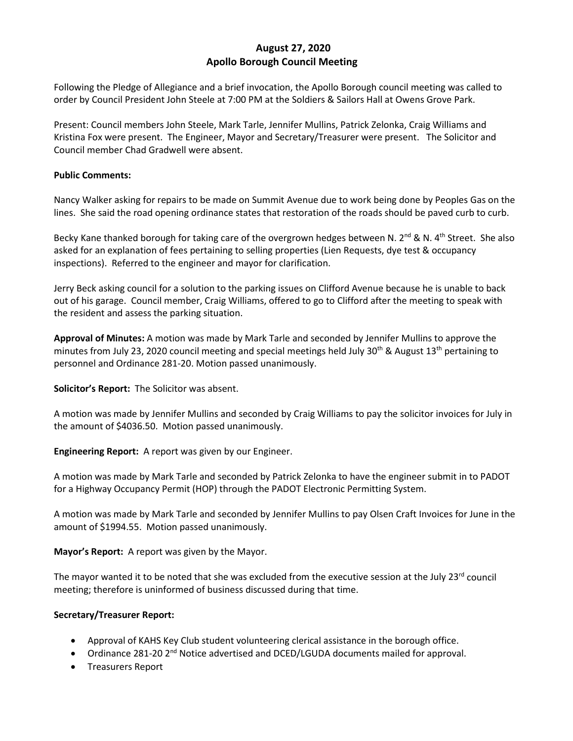**August 27, 2020**
**Apollo Borough Council Meeting**

Following the Pledge of Allegiance and a brief invocation, the Apollo Borough council meeting was called to order by Council President John Steele at 7:00 PM at the Soldiers & Sailors Hall at Owens Grove Park.

Present: Council members John Steele, Mark Tarle, Jennifer Mullins, Patrick Zelonka, Craig Williams and Kristina Fox were present. The Engineer, Mayor and Secretary/Treasurer were present. The Solicitor and Council member Chad Gradwell were absent.

**Public Comments:**

Nancy Walker asking for repairs to be made on Summit Avenue due to work being done by Peoples Gas on the lines. She said the road opening ordinance states that restoration of the roads should be paved curb to curb.

Becky Kane thanked borough for taking care of the overgrown hedges between N. 2nd & N. 4th Street. She also asked for an explanation of fees pertaining to selling properties (Lien Requests, dye test & occupancy inspections). Referred to the engineer and mayor for clarification.

Jerry Beck asking council for a solution to the parking issues on Clifford Avenue because he is unable to back out of his garage. Council member, Craig Williams, offered to go to Clifford after the meeting to speak with the resident and assess the parking situation.

**Approval of Minutes:** A motion was made by Mark Tarle and seconded by Jennifer Mullins to approve the minutes from July 23, 2020 council meeting and special meetings held July 30th & August 13th pertaining to personnel and Ordinance 281-20. Motion passed unanimously.

**Solicitor's Report:** The Solicitor was absent.

A motion was made by Jennifer Mullins and seconded by Craig Williams to pay the solicitor invoices for July in the amount of $4036.50. Motion passed unanimously.

**Engineering Report:** A report was given by our Engineer.

A motion was made by Mark Tarle and seconded by Patrick Zelonka to have the engineer submit in to PADOT for a Highway Occupancy Permit (HOP) through the PADOT Electronic Permitting System.

A motion was made by Mark Tarle and seconded by Jennifer Mullins to pay Olsen Craft Invoices for June in the amount of $1994.55. Motion passed unanimously.

**Mayor's Report:** A report was given by the Mayor.

The mayor wanted it to be noted that she was excluded from the executive session at the July 23rd council meeting; therefore is uninformed of business discussed during that time.

**Secretary/Treasurer Report:**

- Approval of KAHS Key Club student volunteering clerical assistance in the borough office.
- Ordinance 281-20 2nd Notice advertised and DCED/LGUDA documents mailed for approval.
- Treasurers Report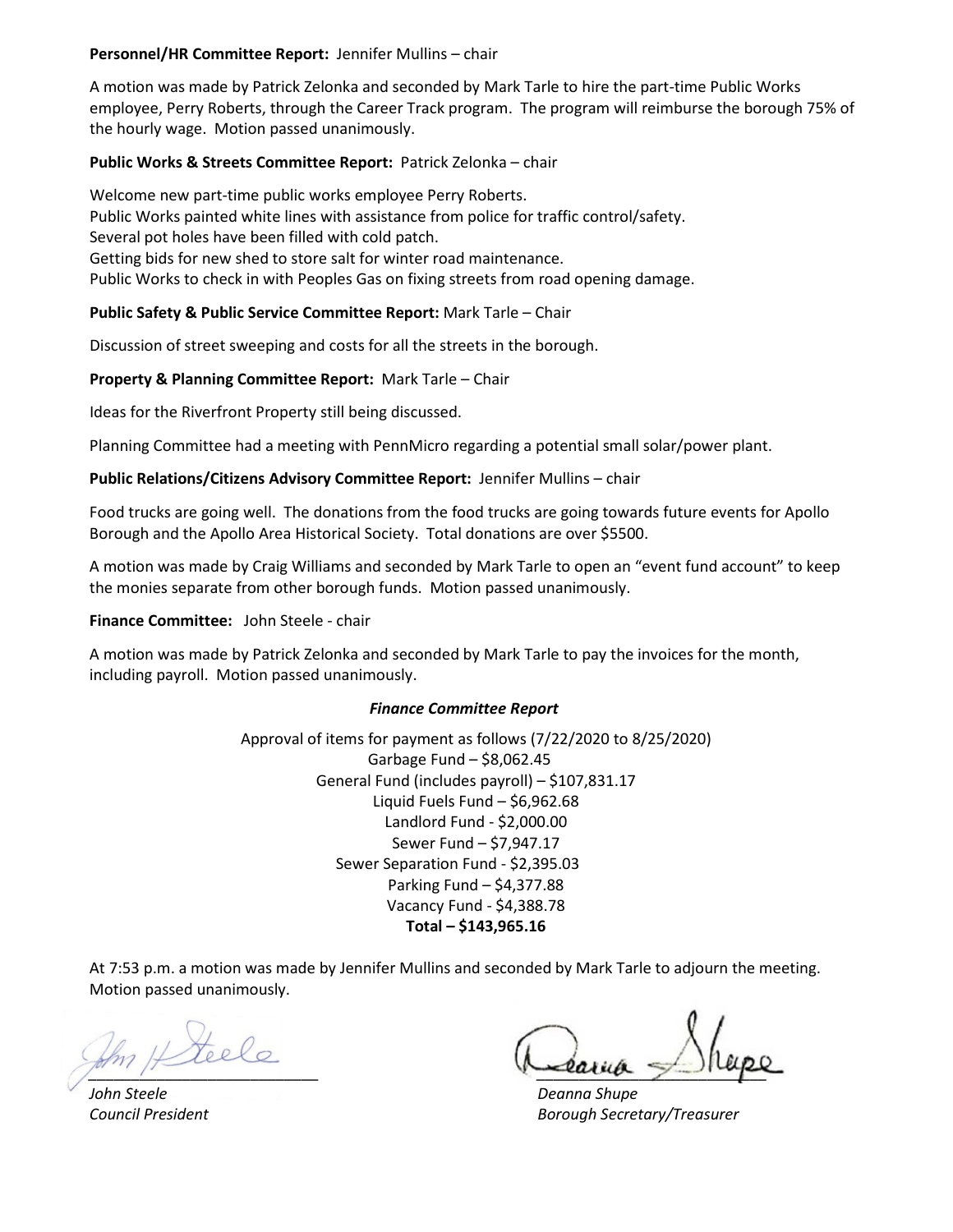**Personnel/HR Committee Report:** Jennifer Mullins – chair

A motion was made by Patrick Zelonka and seconded by Mark Tarle to hire the part-time Public Works employee, Perry Roberts, through the Career Track program. The program will reimburse the borough 75% of the hourly wage. Motion passed unanimously.

**Public Works & Streets Committee Report:** Patrick Zelonka – chair

Welcome new part-time public works employee Perry Roberts.
Public Works painted white lines with assistance from police for traffic control/safety.
Several pot holes have been filled with cold patch.
Getting bids for new shed to store salt for winter road maintenance.
Public Works to check in with Peoples Gas on fixing streets from road opening damage.

**Public Safety & Public Service Committee Report:** Mark Tarle – Chair

Discussion of street sweeping and costs for all the streets in the borough.

**Property & Planning Committee Report:** Mark Tarle – Chair

Ideas for the Riverfront Property still being discussed.

Planning Committee had a meeting with PennMicro regarding a potential small solar/power plant.

**Public Relations/Citizens Advisory Committee Report:** Jennifer Mullins – chair

Food trucks are going well. The donations from the food trucks are going towards future events for Apollo Borough and the Apollo Area Historical Society. Total donations are over $5500.

A motion was made by Craig Williams and seconded by Mark Tarle to open an "event fund account" to keep the monies separate from other borough funds. Motion passed unanimously.

**Finance Committee:** John Steele - chair

A motion was made by Patrick Zelonka and seconded by Mark Tarle to pay the invoices for the month, including payroll. Motion passed unanimously.

***Finance Committee Report***

Approval of items for payment as follows (7/22/2020 to 8/25/2020)
Garbage Fund – $8,062.45
General Fund (includes payroll) – $107,831.17
Liquid Fuels Fund – $6,962.68
Landlord Fund - $2,000.00
Sewer Fund – $7,947.17
Sewer Separation Fund - $2,395.03
Parking Fund – $4,377.88
Vacancy Fund - $4,388.78
**Total – $143,965.16**

At 7:53 p.m. a motion was made by Jennifer Mullins and seconded by Mark Tarle to adjourn the meeting. Motion passed unanimously.

*John Steele*
*Council President*

*Deanna Shupe*
*Borough Secretary/Treasurer*